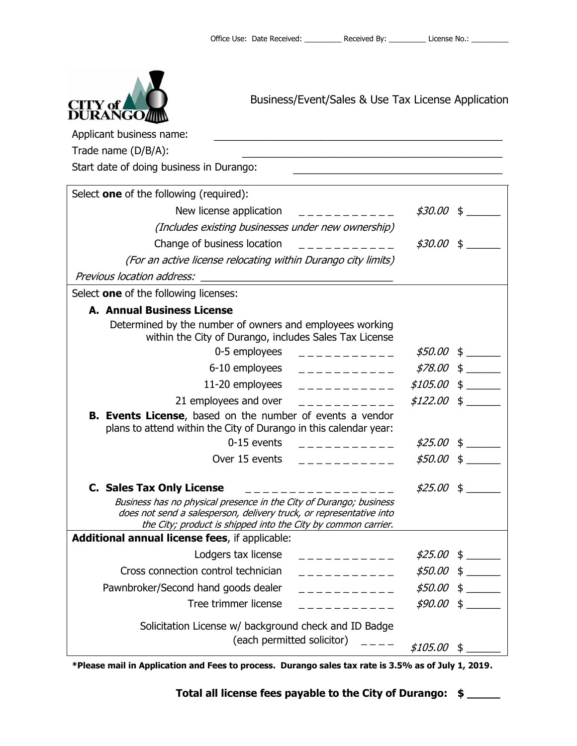Office Use: Date Received: _________ Received By: _________ License No.: _________

CITY of DURANGO

# Business/Event/Sales & Use Tax License Application

Applicant business name: ______________________________________________

Trade name (D/B/A): ______________________________________________

Start date of doing business in Durango: ____________________________________

Select **one** of the following (required):

| | | | |
|---|---|---|---|
| New license application | _ _ _ _ _ _ _ _ _ _ _ | *$30.00* | $ ______ |
| *(Includes existing businesses under new ownership)* | | | |
| Change of business location | _ _ _ _ _ _ _ _ _ _ _ | *$30.00* | $ ______ |
| *(For an active license relocating within Durango city limits)* | | | |
| *Previous location address:* ________________________________ | | | |

Select **one** of the following licenses:

**A. Annual Business License**

Determined by the number of owners and employees working within the City of Durango, includes Sales Tax License

| | | | |
|---|---|---|---|
| 0-5 employees | _ _ _ _ _ _ _ _ _ _ _ | *$50.00* | $ ______ |
| 6-10 employees | _ _ _ _ _ _ _ _ _ _ _ | *$78.00* | $ ______ |
| 11-20 employees | _ _ _ _ _ _ _ _ _ _ _ | *$105.00* | $ ______ |
| 21 employees and over | _ _ _ _ _ _ _ _ _ _ _ | *$122.00* | $ ______ |

**B. Events License**, based on the number of events a vendor plans to attend within the City of Durango in this calendar year:

| | | | |
|---|---|---|---|
| 0-15 events | _ _ _ _ _ _ _ _ _ _ _ | *$25.00* | $ ______ |
| Over 15 events | _ _ _ _ _ _ _ _ _ _ _ | *$50.00* | $ ______ |

**C. Sales Tax Only License** _ _ _ _ _ _ _ _ _ _ _ _ _ _ _ _ _ *$25.00* $ ______

*Business has no physical presence in the City of Durango; business does not send a salesperson, delivery truck, or representative into the City; product is shipped into the City by common carrier.*

**Additional annual license fees**, if applicable:

| | | | |
|---|---|---|---|
| Lodgers tax license | _ _ _ _ _ _ _ _ _ _ _ | *$25.00* | $ ______ |
| Cross connection control technician | _ _ _ _ _ _ _ _ _ _ _ | *$50.00* | $ ______ |
| Pawnbroker/Second hand goods dealer | _ _ _ _ _ _ _ _ _ _ _ | *$50.00* | $ ______ |
| Tree trimmer license | _ _ _ _ _ _ _ _ _ _ _ | *$90.00* | $ ______ |
| Solicitation License w/ background check and ID Badge (each permitted solicitor) | _ _ _ _ | *$105.00* | $ ______ |

**\*Please mail in Application and Fees to process. Durango sales tax rate is 3.5% as of July 1, 2019.**

**Total all license fees payable to the City of Durango: $ _____**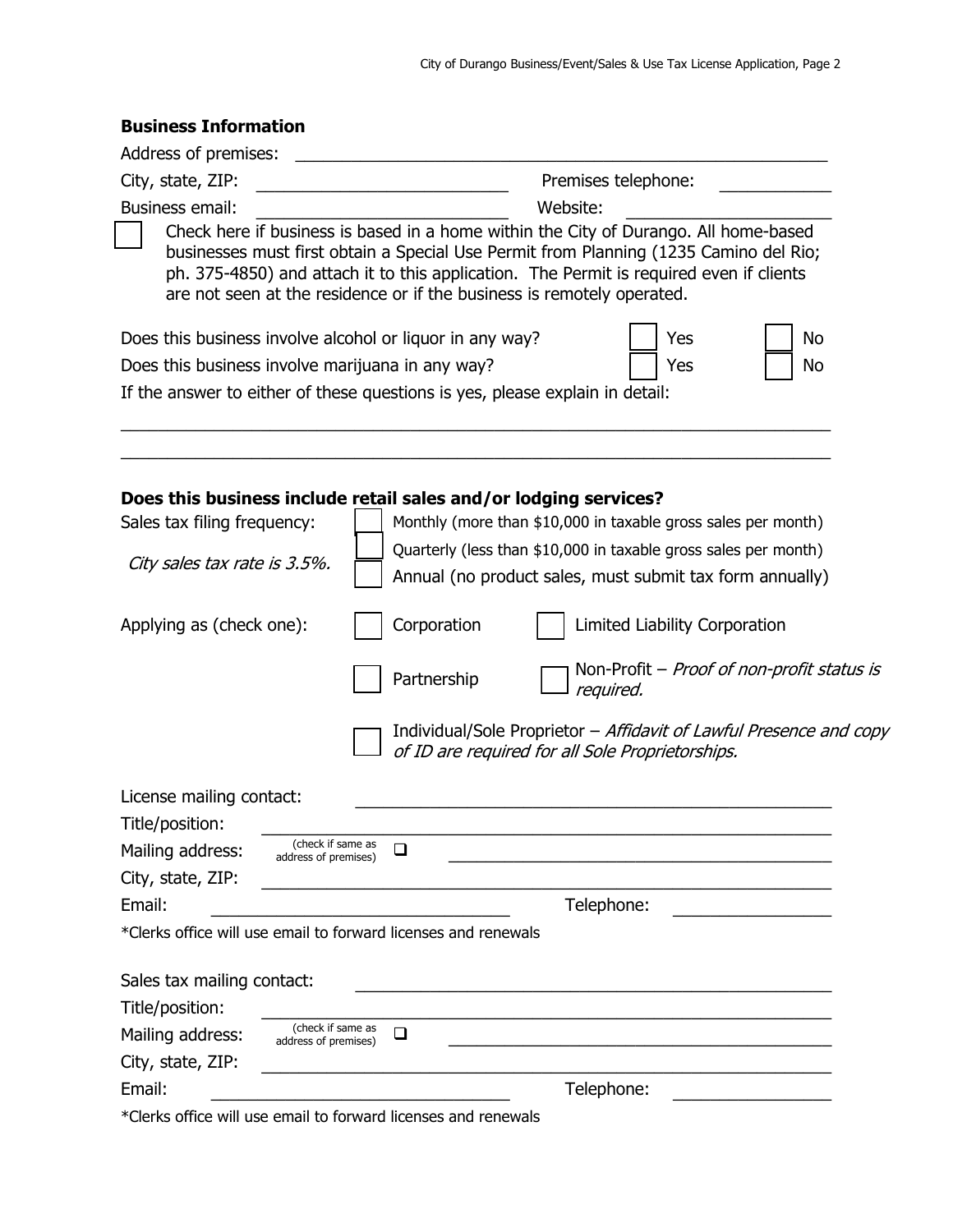## Business Information

Address of premises: ______________________________________________

City, state, ZIP: ______________________ Premises telephone: __________

Business email: ______________________ Website: ________________

☐ Check here if business is based in a home within the City of Durango. All home-based businesses must first obtain a Special Use Permit from Planning (1235 Camino del Rio; ph. 375-4850) and attach it to this application. The Permit is required even if clients are not seen at the residence or if the business is remotely operated.

Does this business involve alcohol or liquor in any way? ☐ Yes ☐ No

Does this business involve marijuana in any way? ☐ Yes ☐ No

If the answer to either of these questions is yes, please explain in detail:

______________________________________________________________________

______________________________________________________________________

**Does this business include retail sales and/or lodging services?**

Sales tax filing frequency:

*City sales tax rate is 3.5%.*

☐ Monthly (more than $10,000 in taxable gross sales per month)

☐ Quarterly (less than $10,000 in taxable gross sales per month)

☐ Annual (no product sales, must submit tax form annually)

Applying as (check one):

☐ Corporation ☐ Limited Liability Corporation

☐ Partnership ☐ Non-Profit – *Proof of non-profit status is required.*

☐ Individual/Sole Proprietor – *Affidavit of Lawful Presence and copy of ID are required for all Sole Proprietorships.*

License mailing contact: ________________________________________

Title/position: ________________________________________

Mailing address: (check if same as address of premises) ☐ ________________________________________

City, state, ZIP: ________________________________________

Email: ______________________ Telephone: ______________

*Clerks office will use email to forward licenses and renewals

Sales tax mailing contact: ________________________________________

Title/position: ________________________________________

Mailing address: (check if same as address of premises) ☐ ________________________________________

City, state, ZIP: ________________________________________

Email: ______________________ Telephone: ______________

*Clerks office will use email to forward licenses and renewals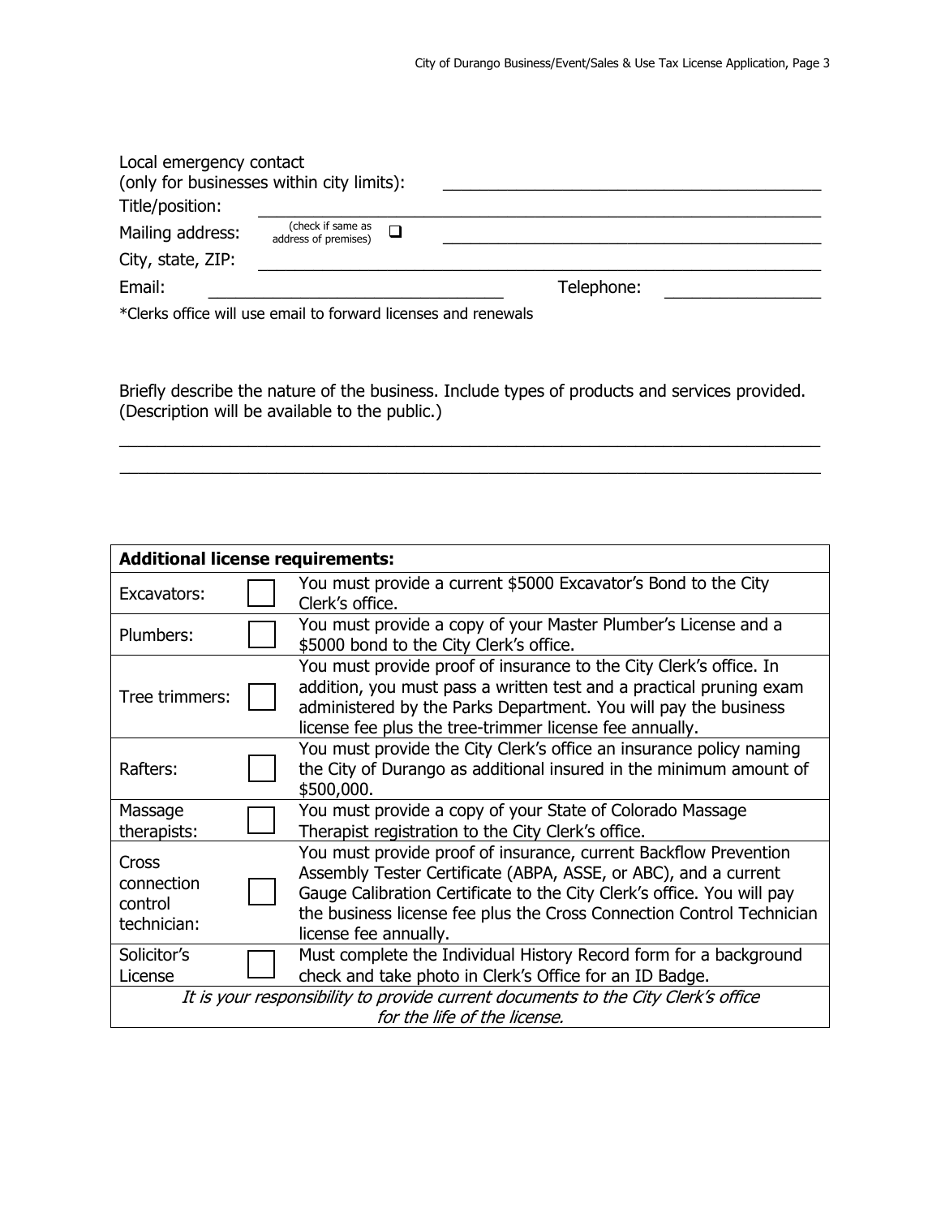Local emergency contact
(only for businesses within city limits): ________________________________________

Title/position: ________________________________________

Mailing address: (check if same as address of premises) ☐ ________________________________________

City, state, ZIP: ________________________________________

Email: ____________________ Telephone: ____________________

*Clerks office will use email to forward licenses and renewals

Briefly describe the nature of the business. Include types of products and services provided. (Description will be available to the public.)

________________________________________________________________________

________________________________________________________________________

| **Additional license requirements:** | | |
|---|---|---|
| Excavators: | ☐ | You must provide a current $5000 Excavator's Bond to the City Clerk's office. |
| Plumbers: | ☐ | You must provide a copy of your Master Plumber's License and a $5000 bond to the City Clerk's office. |
| Tree trimmers: | ☐ | You must provide proof of insurance to the City Clerk's office. In addition, you must pass a written test and a practical pruning exam administered by the Parks Department. You will pay the business license fee plus the tree-trimmer license fee annually. |
| Rafters: | ☐ | You must provide the City Clerk's office an insurance policy naming the City of Durango as additional insured in the minimum amount of $500,000. |
| Massage therapists: | ☐ | You must provide a copy of your State of Colorado Massage Therapist registration to the City Clerk's office. |
| Cross connection control technician: | ☐ | You must provide proof of insurance, current Backflow Prevention Assembly Tester Certificate (ABPA, ASSE, or ABC), and a current Gauge Calibration Certificate to the City Clerk's office. You will pay the business license fee plus the Cross Connection Control Technician license fee annually. |
| Solicitor's License | ☐ | Must complete the Individual History Record form for a background check and take photo in Clerk's Office for an ID Badge. |
| *It is your responsibility to provide current documents to the City Clerk's office for the life of the license.* | | |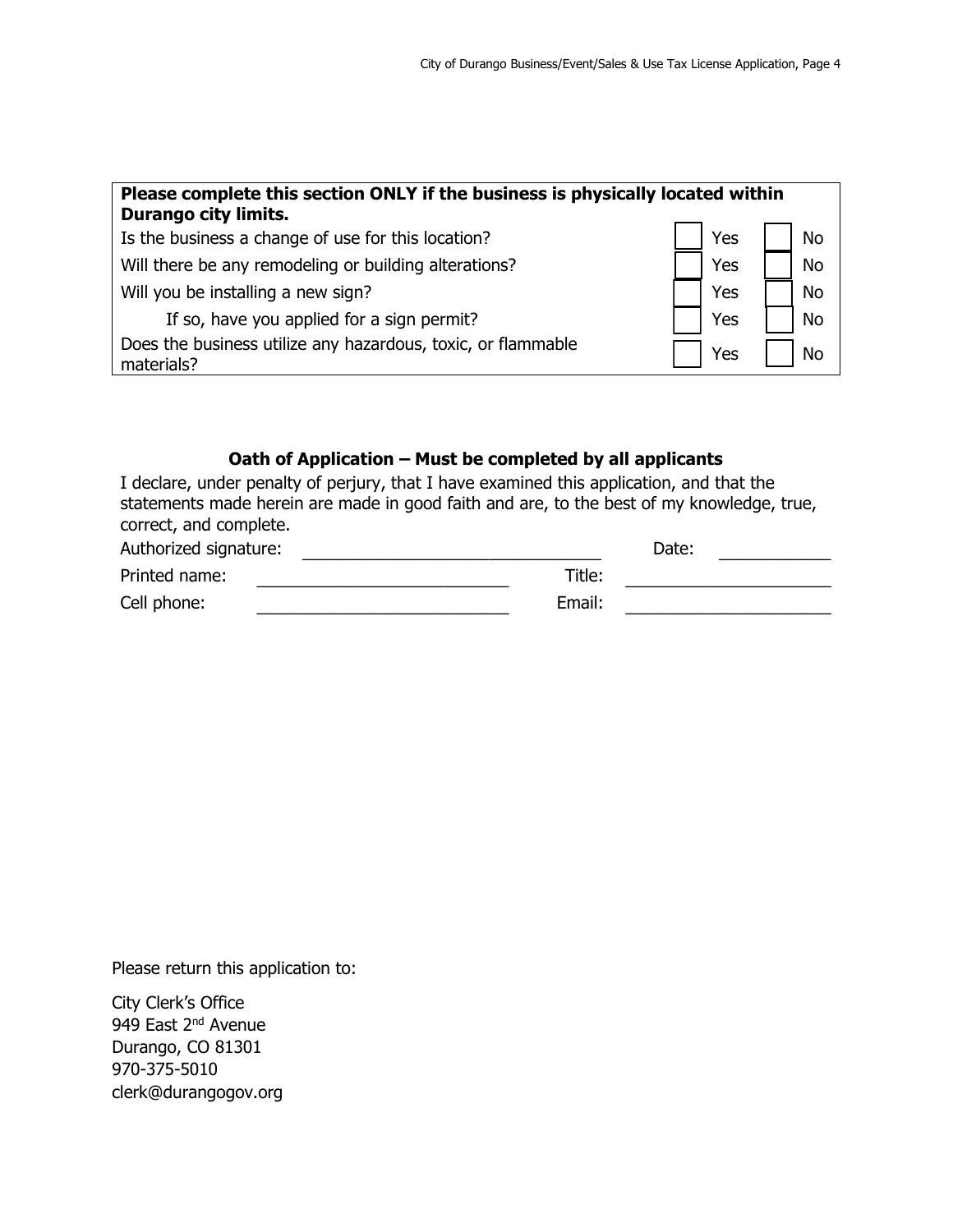| **Please complete this section ONLY if the business is physically located within Durango city limits.** | | |
|---|---|---|
| Is the business a change of use for this location? | ☐ Yes | ☐ No |
| Will there be any remodeling or building alterations? | ☐ Yes | ☐ No |
| Will you be installing a new sign? | ☐ Yes | ☐ No |
| If so, have you applied for a sign permit? | ☐ Yes | ☐ No |
| Does the business utilize any hazardous, toxic, or flammable materials? | ☐ Yes | ☐ No |

### Oath of Application – Must be completed by all applicants

I declare, under penalty of perjury, that I have examined this application, and that the statements made herein are made in good faith and are, to the best of my knowledge, true, correct, and complete.

Authorized signature: ______________________________ Date: __________

Printed name: ________________________ Title: ___________________

Cell phone: ________________________ Email: ___________________

Please return this application to:

City Clerk's Office
949 East 2nd Avenue
Durango, CO 81301
970-375-5010
clerk@durangogov.org